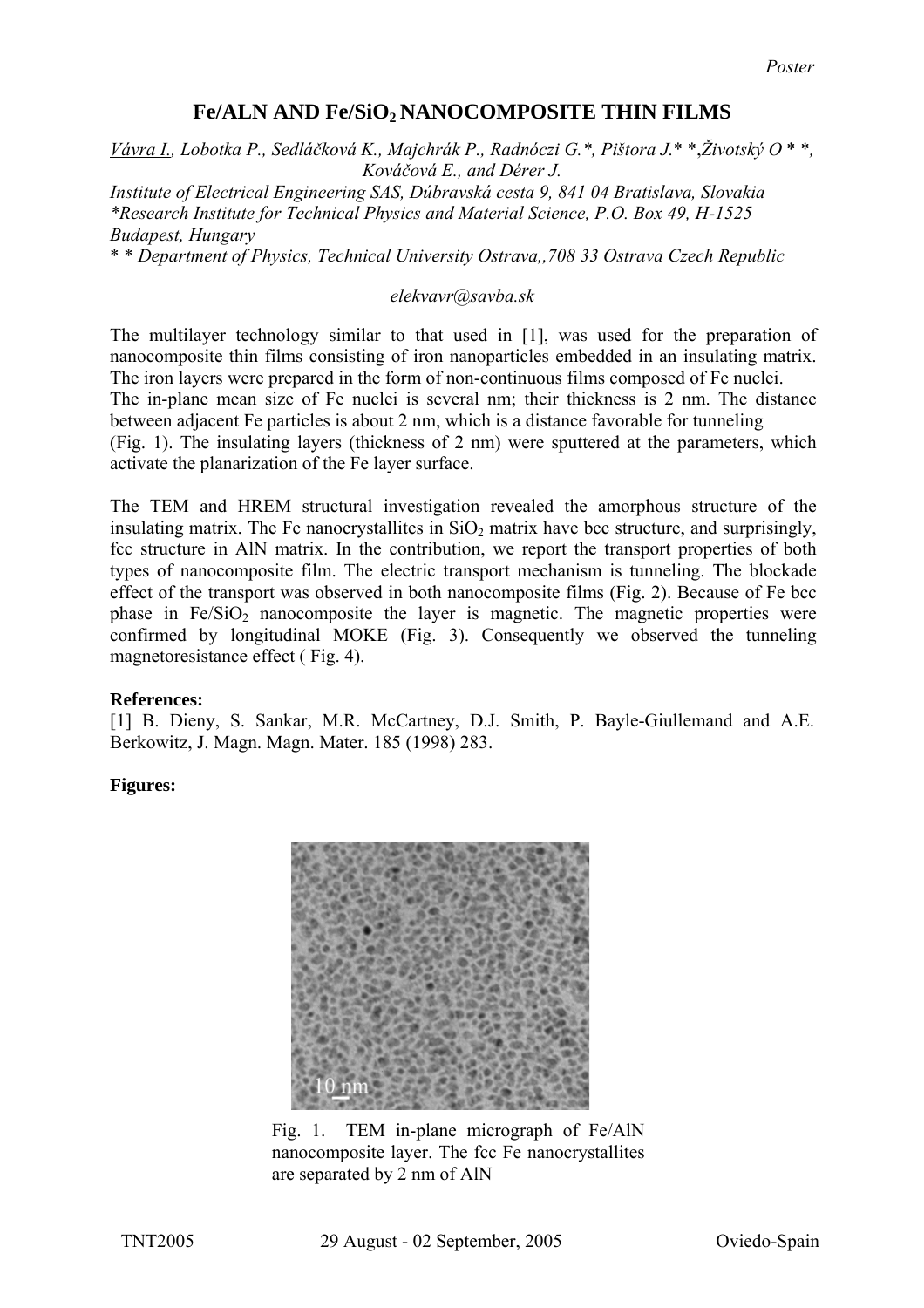Poster

# Fe/ALN AND Fe/SiO$_2$ NANOCOMPOSITE THIN FILMS

*Vávra I., Lobotka P., Sedláčková K., Majchrák P., Radnóczi G.\*, Pištora J.\* \*, Životský O \* \*, Kováčová E., and Dérer J.*

*Institute of Electrical Engineering SAS, Dúbravská cesta 9, 841 04 Bratislava, Slovakia*
*\*Research Institute for Technical Physics and Material Science, P.O. Box 49, H-1525 Budapest, Hungary*
*\* \* Department of Physics, Technical University Ostrava,,708 33 Ostrava Czech Republic*

*elekvavr@savba.sk*

The multilayer technology similar to that used in [1], was used for the preparation of nanocomposite thin films consisting of iron nanoparticles embedded in an insulating matrix. The iron layers were prepared in the form of non-continuous films composed of Fe nuclei. The in-plane mean size of Fe nuclei is several nm; their thickness is 2 nm. The distance between adjacent Fe particles is about 2 nm, which is a distance favorable for tunneling (Fig. 1). The insulating layers (thickness of 2 nm) were sputtered at the parameters, which activate the planarization of the Fe layer surface.

The TEM and HREM structural investigation revealed the amorphous structure of the insulating matrix. The Fe nanocrystallites in $SiO_2$ matrix have bcc structure, and surprisingly, fcc structure in AlN matrix. In the contribution, we report the transport properties of both types of nanocomposite film. The electric transport mechanism is tunneling. The blockade effect of the transport was observed in both nanocomposite films (Fig. 2). Because of Fe bcc phase in Fe/$SiO_2$ nanocomposite the layer is magnetic. The magnetic properties were confirmed by longitudinal MOKE (Fig. 3). Consequently we observed the tunneling magnetoresistance effect ( Fig. 4).

**References:**

[1] B. Dieny, S. Sankar, M.R. McCartney, D.J. Smith, P. Bayle-Giullemand and A.E. Berkowitz, J. Magn. Magn. Mater. 185 (1998) 283.

**Figures:**

10 nm

Fig. 1. TEM in-plane micrograph of Fe/AlN nanocomposite layer. The fcc Fe nanocrystallites are separated by 2 nm of AlN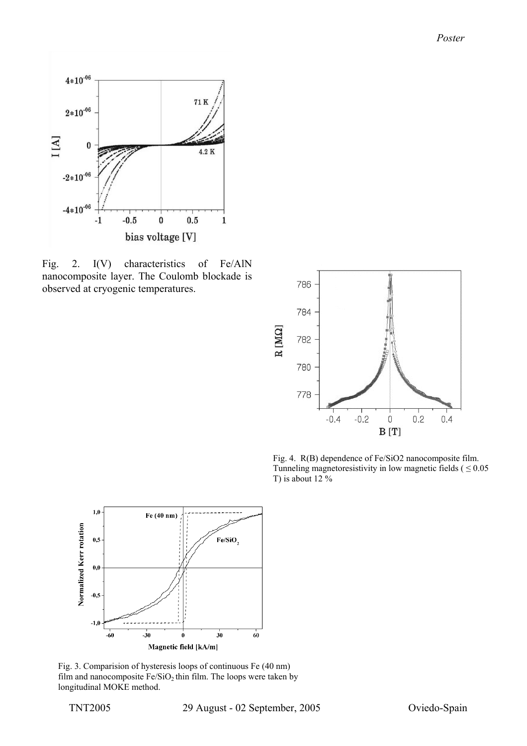$4*10^{-06}$

$2*10^{-06}$

0

$-2*10^{-06}$

$-4*10^{-06}$

I [A]

71 K

4.2 K

-1 -0.5 0 0.5 1

bias voltage [V]

Fig. 2. I(V) characteristics of Fe/AlN nanocomposite layer. The Coulomb blockade is observed at cryogenic temperatures.

786

784

782

780

778

R [MΩ]

-0.4 -0.2 0 0.2 0.4

B [T]

Fig. 4. R(B) dependence of Fe/SiO2 nanocomposite film. Tunneling magnetoresistivity in low magnetic fields ( $\leq 0.05$ T) is about 12 %

1,0

0,5

0,0

-0,5

-1,0

Normalized Kerr rotation

Fe (40 nm)

$Fe/SiO_2$

-60 -30 0 30 60

Magnetic field [kA/m]

Fig. 3. Comparision of hysteresis loops of continuous Fe (40 nm) film and nanocomposite $Fe/SiO_2$ thin film. The loops were taken by longitudinal MOKE method.